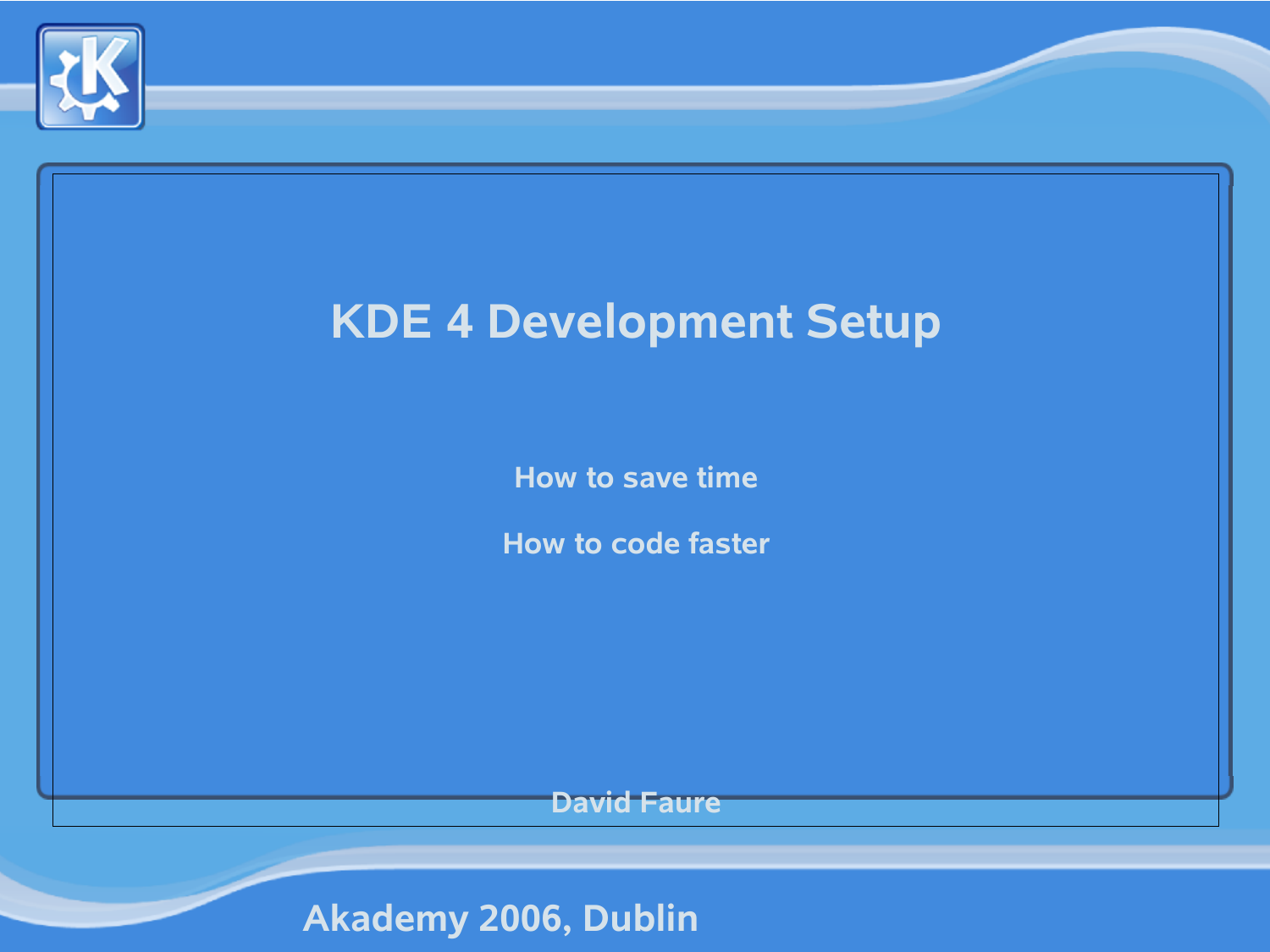# KDE 4 Development Setup

How to save time

How to code faster

David Faure

Akademy 2006, Dublin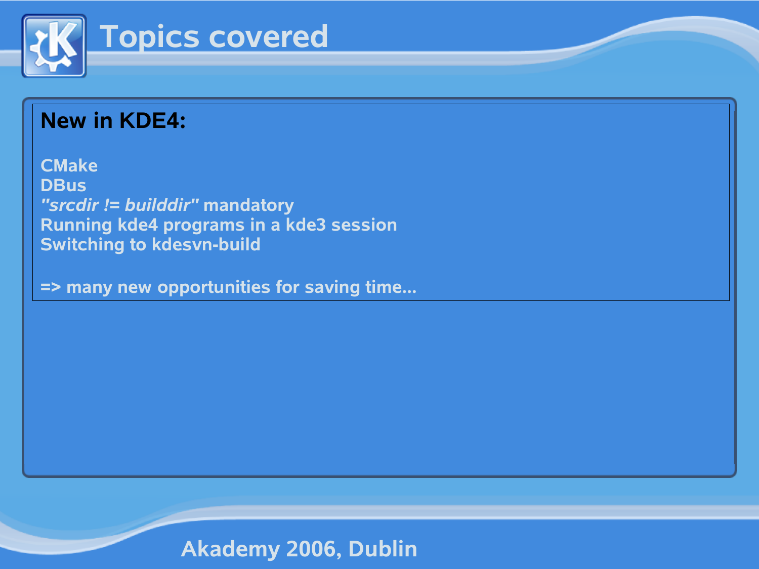# Topics covered

**New in KDE4:**

CMake
DBus
*"srcdir != builddir"* mandatory
Running kde4 programs in a kde3 session
Switching to kdesvn-build

=> many new opportunities for saving time...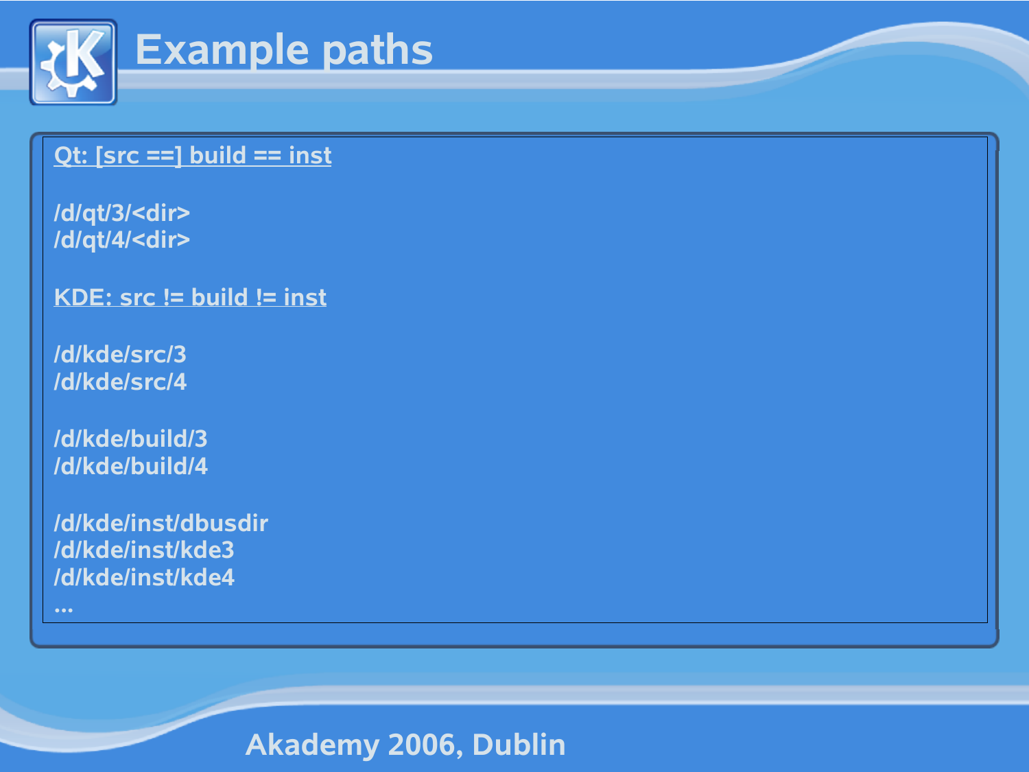# Example paths

Qt: [src ==] build == inst

/d/qt/3/<dir>
/d/qt/4/<dir>

KDE: src != build != inst

/d/kde/src/3
/d/kde/src/4

/d/kde/build/3
/d/kde/build/4

/d/kde/inst/dbusdir
/d/kde/inst/kde3
/d/kde/inst/kde4
...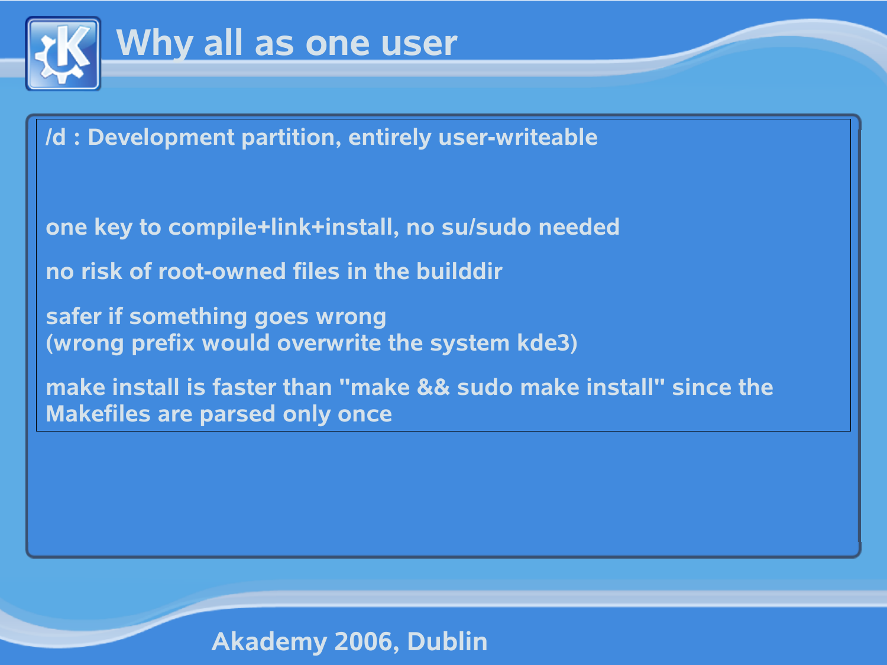# Why all as one user

/d : Development partition, entirely user-writeable

one key to compile+link+install, no su/sudo needed

no risk of root-owned files in the builddir

safer if something goes wrong
(wrong prefix would overwrite the system kde3)

make install is faster than "make && sudo make install" since the Makefiles are parsed only once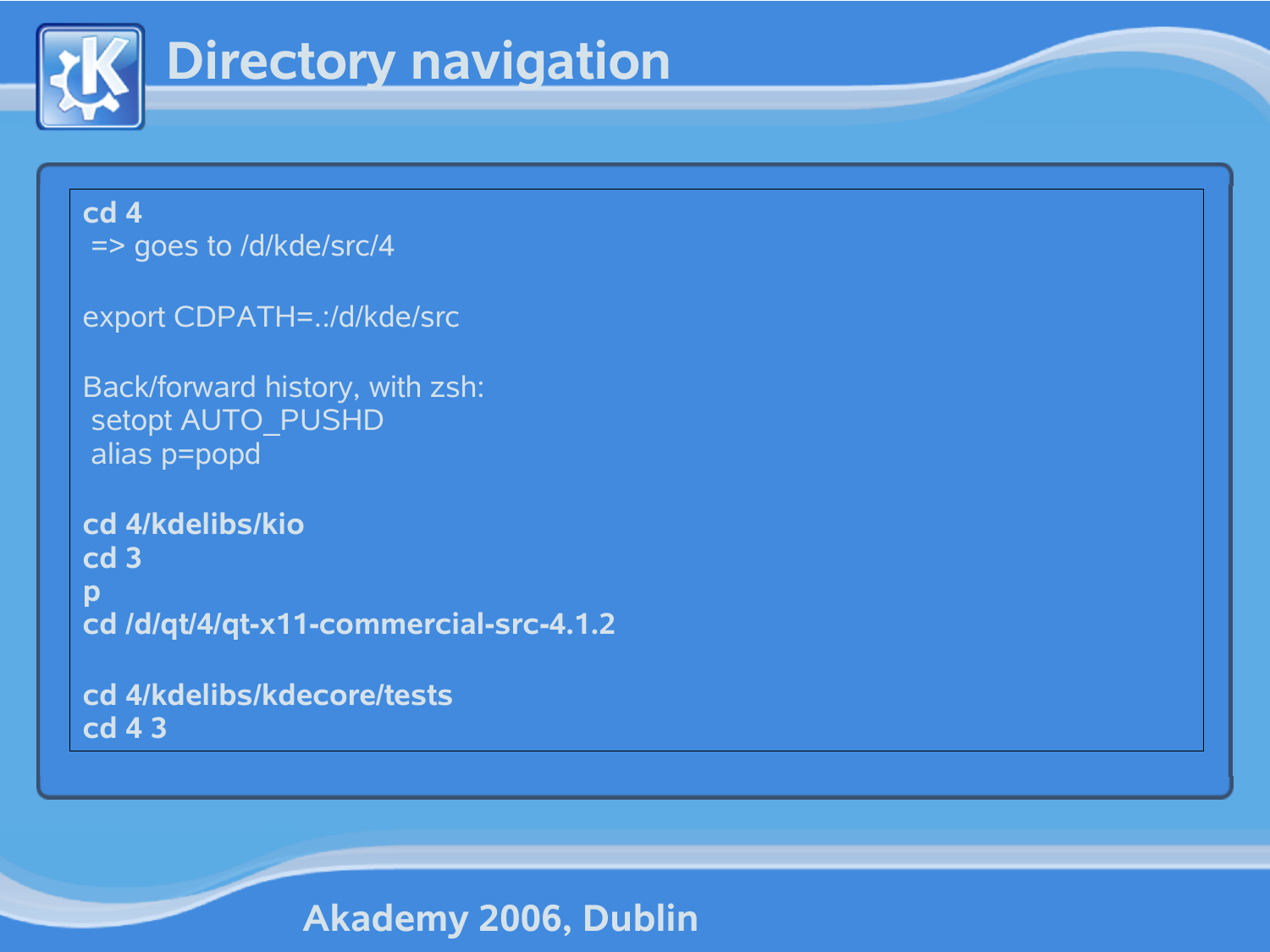# Directory navigation

**cd 4**

=> goes to /d/kde/src/4

export CDPATH=.:/d/kde/src

Back/forward history, with zsh:

setopt AUTO_PUSHD

alias p=popd

**cd 4/kdelibs/kio**
**cd 3**
**p**
**cd /d/qt/4/qt-x11-commercial-src-4.1.2**

**cd 4/kdelibs/kdecore/tests**
**cd 4 3**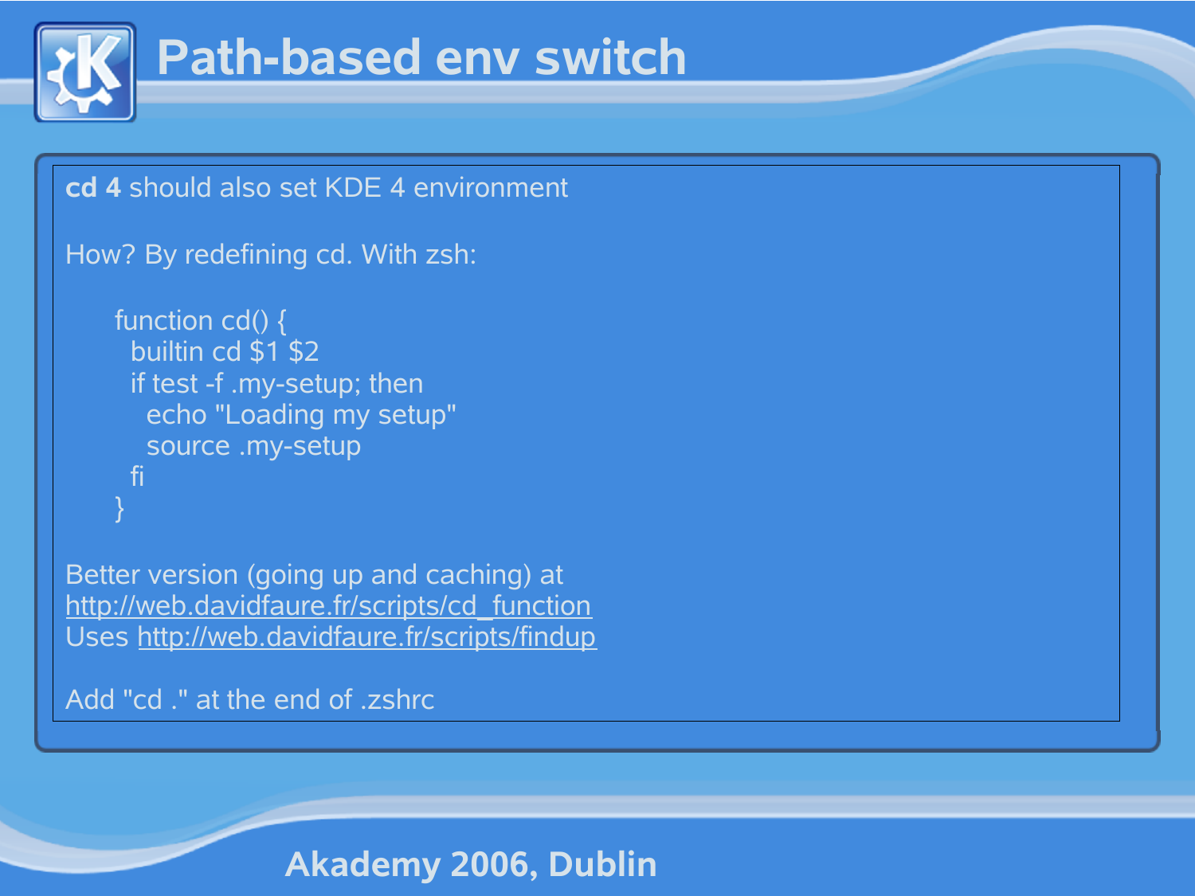# Path-based env switch

**cd 4** should also set KDE 4 environment

How? By redefining cd. With zsh:

```
function cd() {
  builtin cd $1 $2
  if test -f .my-setup; then
    echo "Loading my setup"
    source .my-setup
  fi
}
```

Better version (going up and caching) at
http://web.davidfaure.fr/scripts/cd_function
Uses http://web.davidfaure.fr/scripts/findup

Add "cd ." at the end of .zshrc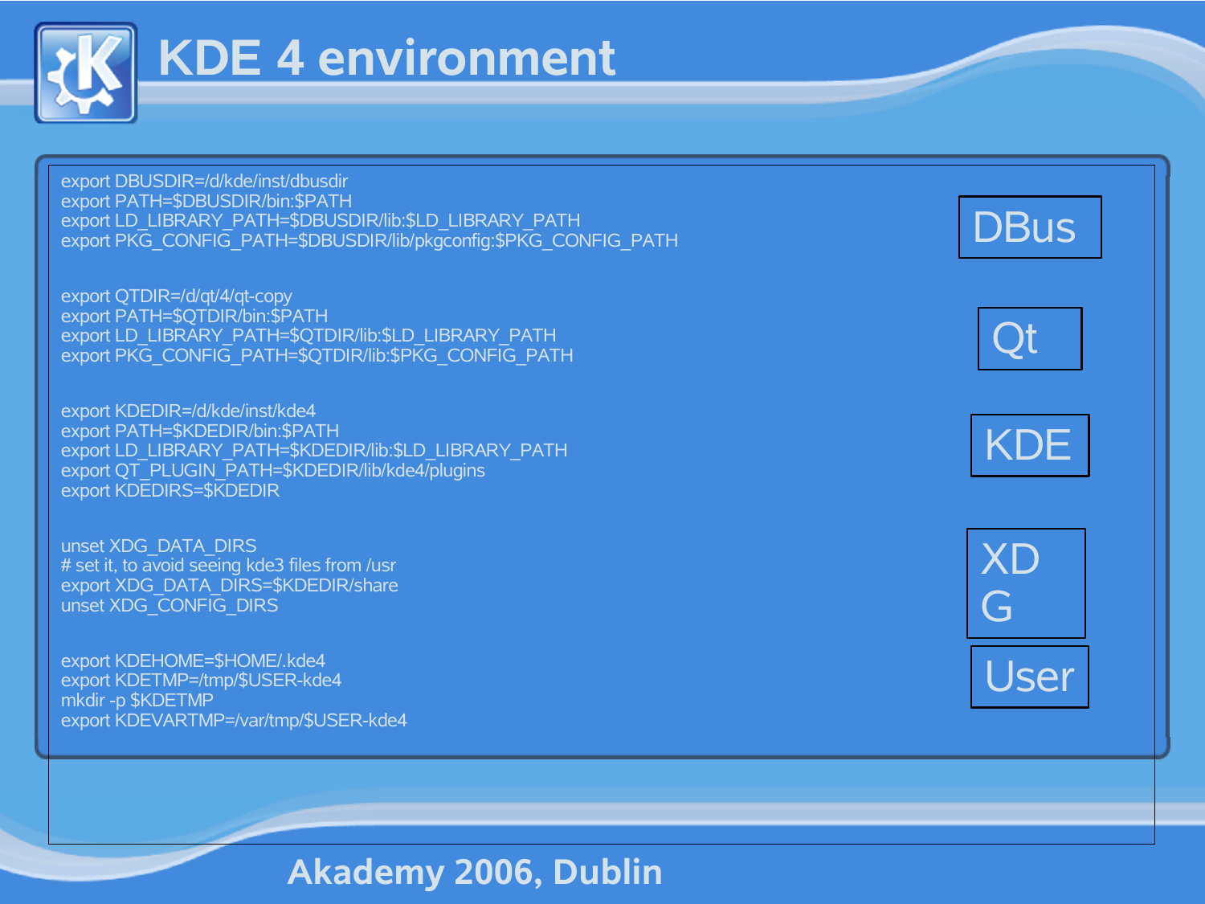# KDE 4 environment

```
export DBUSDIR=/d/kde/inst/dbusdir
export PATH=$DBUSDIR/bin:$PATH
export LD_LIBRARY_PATH=$DBUSDIR/lib:$LD_LIBRARY_PATH
export PKG_CONFIG_PATH=$DBUSDIR/lib/pkgconfig:$PKG_CONFIG_PATH
```

DBus

```
export QTDIR=/d/qt/4/qt-copy
export PATH=$QTDIR/bin:$PATH
export LD_LIBRARY_PATH=$QTDIR/lib:$LD_LIBRARY_PATH
export PKG_CONFIG_PATH=$QTDIR/lib:$PKG_CONFIG_PATH
```

Qt

```
export KDEDIR=/d/kde/inst/kde4
export PATH=$KDEDIR/bin:$PATH
export LD_LIBRARY_PATH=$KDEDIR/lib:$LD_LIBRARY_PATH
export QT_PLUGIN_PATH=$KDEDIR/lib/kde4/plugins
export KDEDIRS=$KDEDIR
```

KDE

```
unset XDG_DATA_DIRS
# set it, to avoid seeing kde3 files from /usr
export XDG_DATA_DIRS=$KDEDIR/share
unset XDG_CONFIG_DIRS
```

XDG

```
export KDEHOME=$HOME/.kde4
export KDETMP=/tmp/$USER-kde4
mkdir -p $KDETMP
export KDEVARTMP=/var/tmp/$USER-kde4
```

User

Akademy 2006, Dublin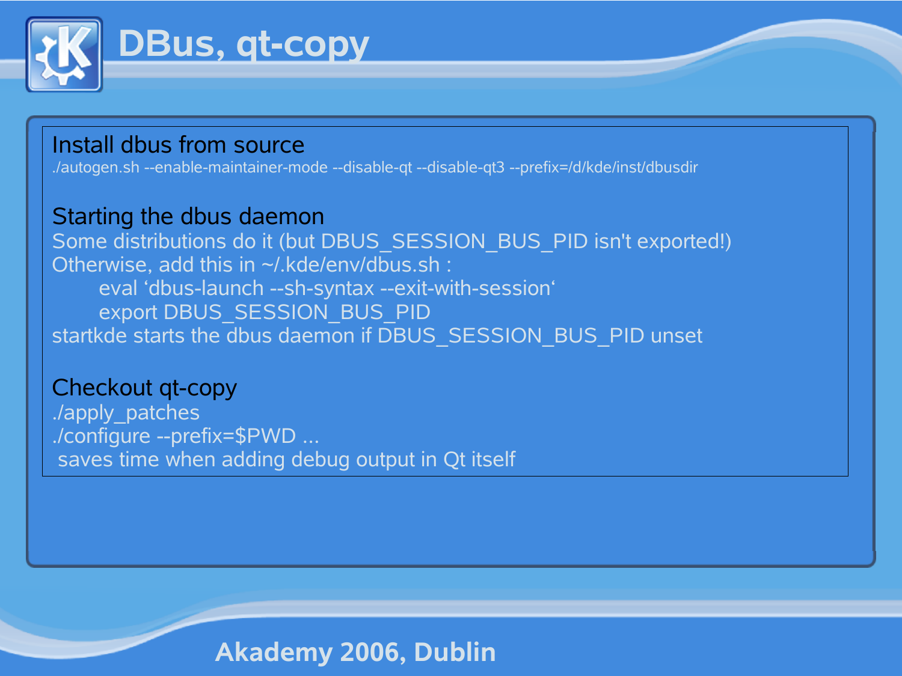# DBus, qt-copy

## Install dbus from source

```
./autogen.sh --enable-maintainer-mode --disable-qt --disable-qt3 --prefix=/d/kde/inst/dbusdir
```

## Starting the dbus daemon

Some distributions do it (but DBUS_SESSION_BUS_PID isn't exported!)

Otherwise, add this in ~/.kde/env/dbus.sh :

```
eval ‘dbus-launch --sh-syntax --exit-with-session‘
export DBUS_SESSION_BUS_PID
```

startkde starts the dbus daemon if DBUS_SESSION_BUS_PID unset

## Checkout qt-copy

```
./apply_patches
./configure --prefix=$PWD ...
```

saves time when adding debug output in Qt itself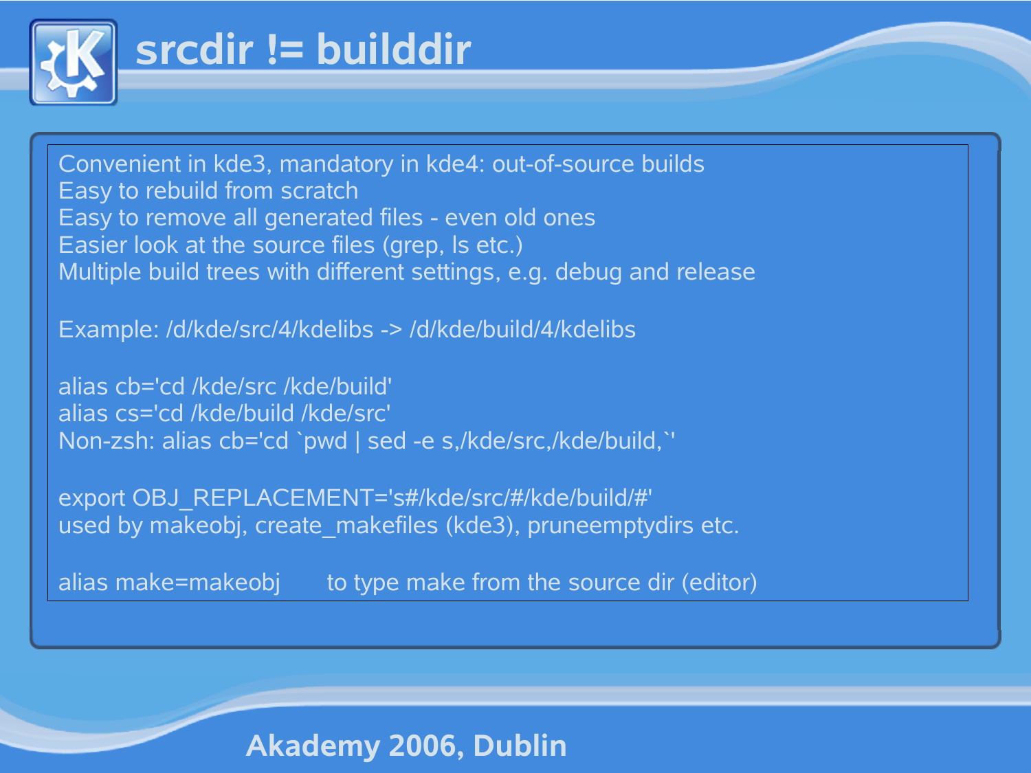# srcdir != builddir

Convenient in kde3, mandatory in kde4: out-of-source builds
Easy to rebuild from scratch
Easy to remove all generated files - even old ones
Easier look at the source files (grep, ls etc.)
Multiple build trees with different settings, e.g. debug and release

Example: /d/kde/src/4/kdelibs -> /d/kde/build/4/kdelibs

```
alias cb='cd /kde/src /kde/build'
alias cs='cd /kde/build /kde/src'
Non-zsh: alias cb='cd `pwd | sed -e s,/kde/src,/kde/build,`'
```

```
export OBJ_REPLACEMENT='s#/kde/src/#/kde/build/#'
```

used by makeobj, create_makefiles (kde3), pruneemptydirs etc.

`alias make=makeobj` to type make from the source dir (editor)

Akademy 2006, Dublin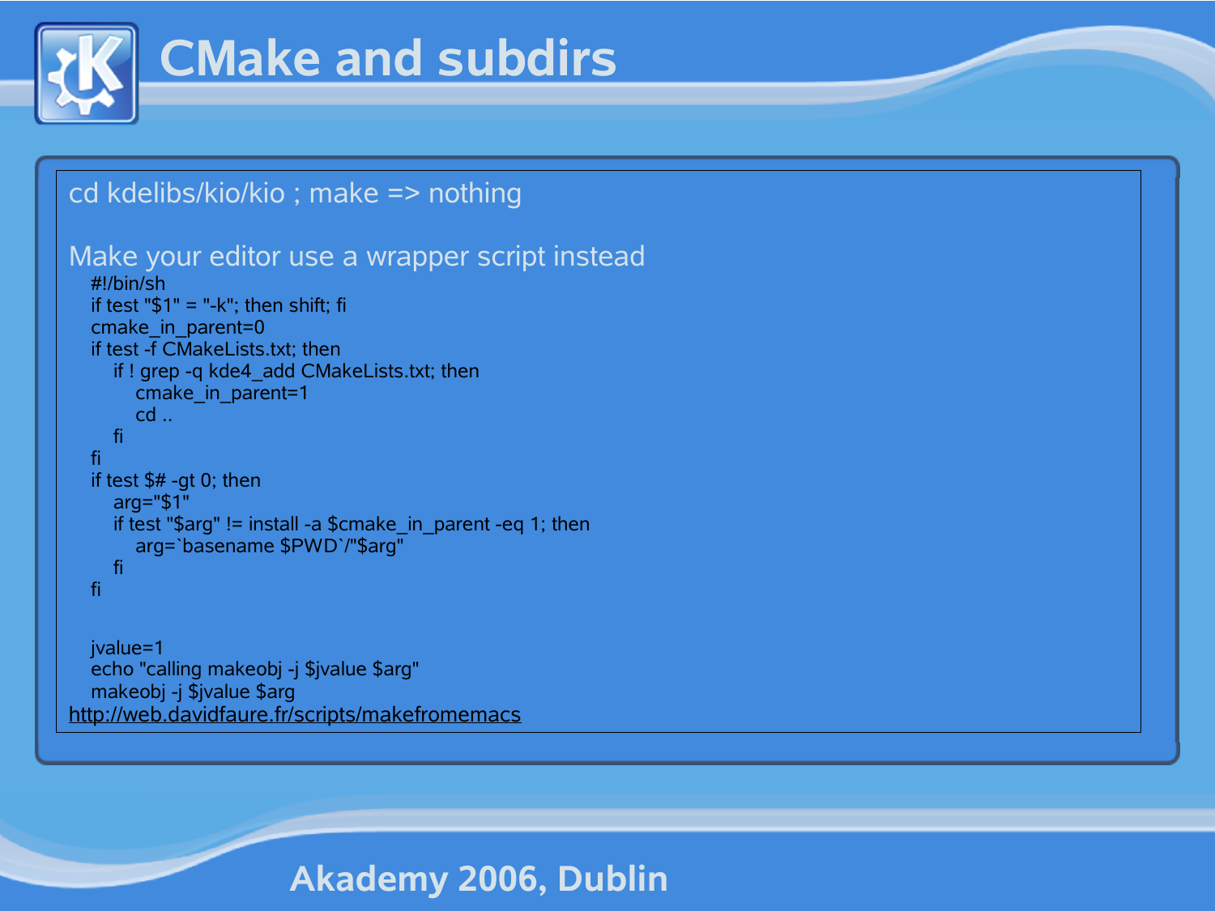# CMake and subdirs

cd kdelibs/kio/kio ; make => nothing

Make your editor use a wrapper script instead

```
#!/bin/sh
if test "$1" = "-k"; then shift; fi
cmake_in_parent=0
if test -f CMakeLists.txt; then
    if ! grep -q kde4_add CMakeLists.txt; then
        cmake_in_parent=1
        cd ..
    fi
fi
if test $# -gt 0; then
    arg="$1"
    if test "$arg" != install -a $cmake_in_parent -eq 1; then
        arg=`basename $PWD`/"$arg"
    fi
fi


jvalue=1
echo "calling makeobj -j $jvalue $arg"
makeobj -j $jvalue $arg
```

http://web.davidfaure.fr/scripts/makefromemacs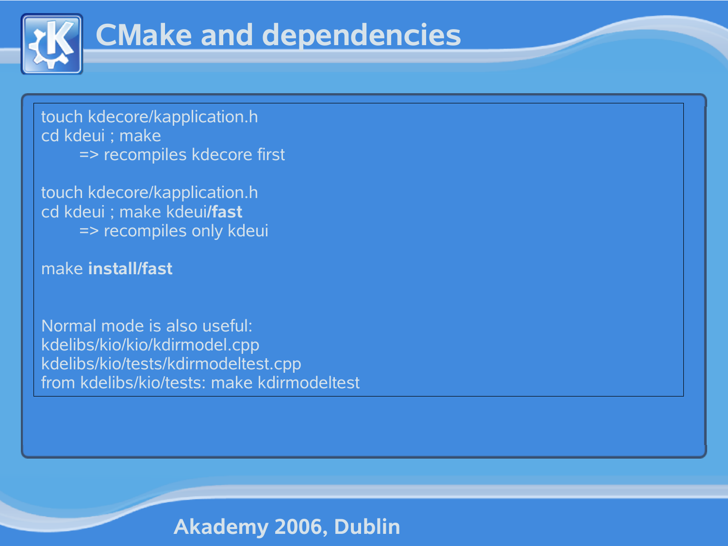# CMake and dependencies

touch kdecore/kapplication.h
cd kdeui ; make
    => recompiles kdecore first

touch kdecore/kapplication.h
cd kdeui ; make kdeui/**fast**
    => recompiles only kdeui

make **install/fast**

Normal mode is also useful:
kdelibs/kio/kio/kdirmodel.cpp
kdelibs/kio/tests/kdirmodeltest.cpp
from kdelibs/kio/tests: make kdirmodeltest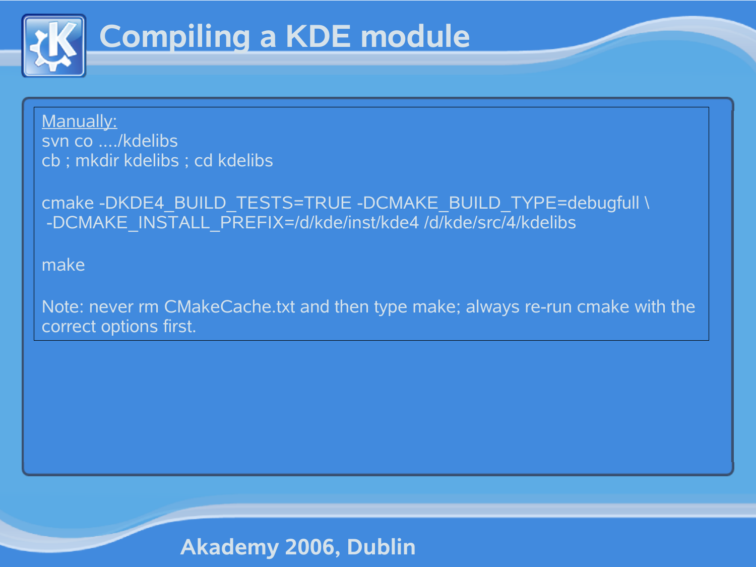# Compiling a KDE module

Manually:

```
svn co ..../kdelibs
cb ; mkdir kdelibs ; cd kdelibs

cmake -DKDE4_BUILD_TESTS=TRUE -DCMAKE_BUILD_TYPE=debugfull \
 -DCMAKE_INSTALL_PREFIX=/d/kde/inst/kde4 /d/kde/src/4/kdelibs

make
```

Note: never rm CMakeCache.txt and then type make; always re-run cmake with the correct options first.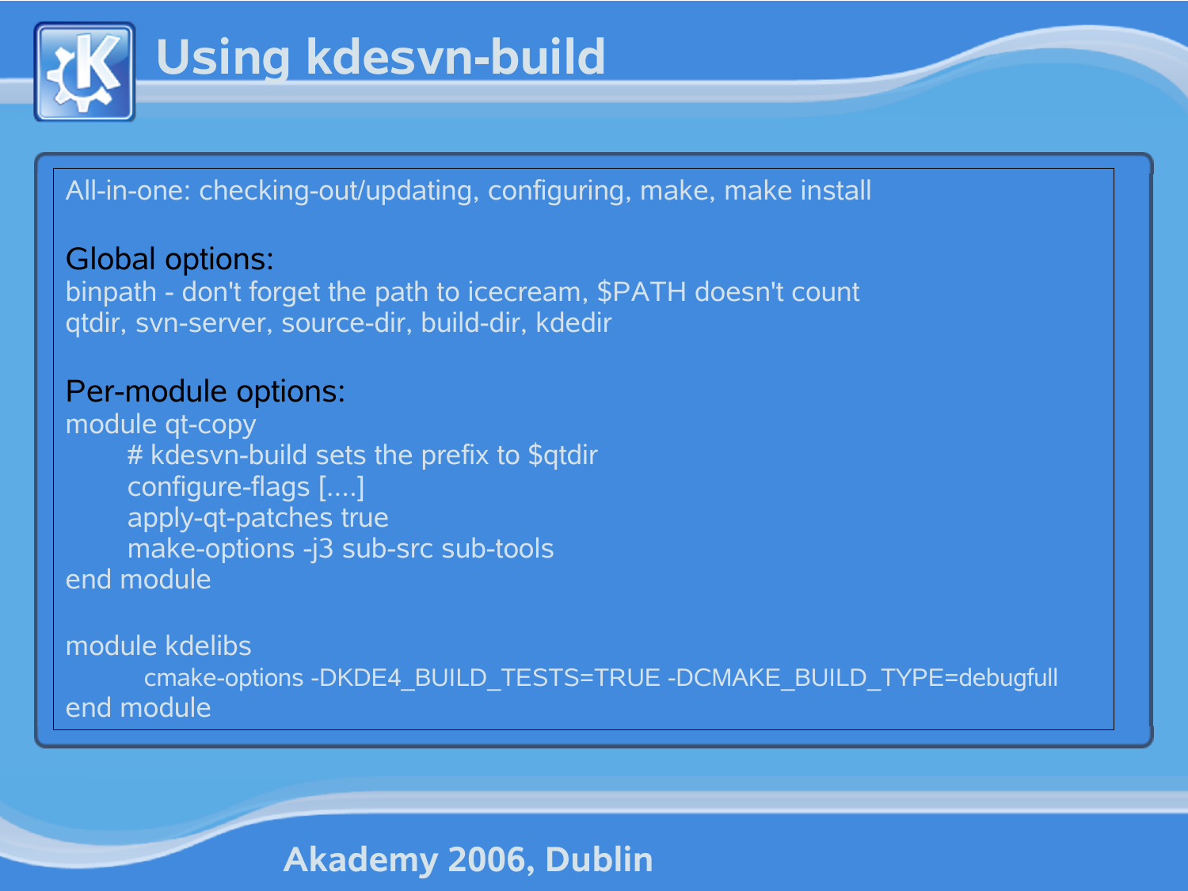# Using kdesvn-build

All-in-one: checking-out/updating, configuring, make, make install

## Global options:

binpath - don't forget the path to icecream, $PATH doesn't count
qtdir, svn-server, source-dir, build-dir, kdedir

## Per-module options:

```
module qt-copy
	# kdesvn-build sets the prefix to $qtdir
	configure-flags [....]
	apply-qt-patches true
	make-options -j3 sub-src sub-tools
end module

module kdelibs
	cmake-options -DKDE4_BUILD_TESTS=TRUE -DCMAKE_BUILD_TYPE=debugfull
end module
```

Akademy 2006, Dublin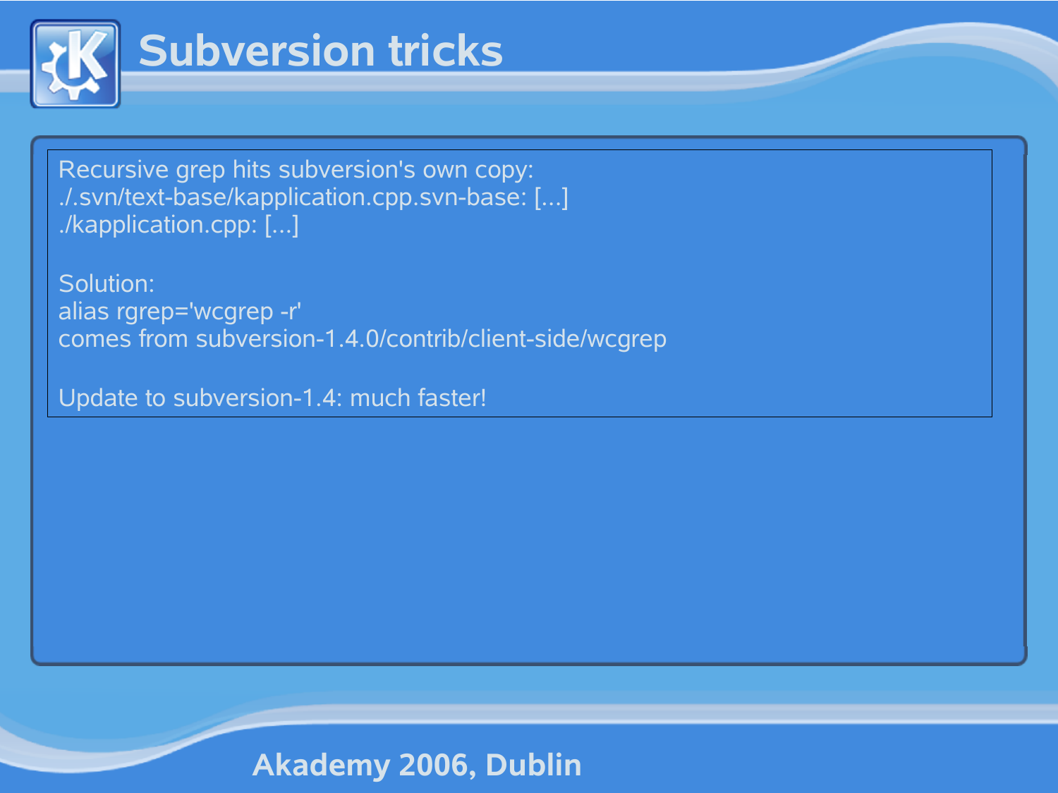# Subversion tricks

Recursive grep hits subversion's own copy:
./.svn/text-base/kapplication.cpp.svn-base: [...]
./kapplication.cpp: [...]

Solution:
alias rgrep='wcgrep -r'
comes from subversion-1.4.0/contrib/client-side/wcgrep

Update to subversion-1.4: much faster!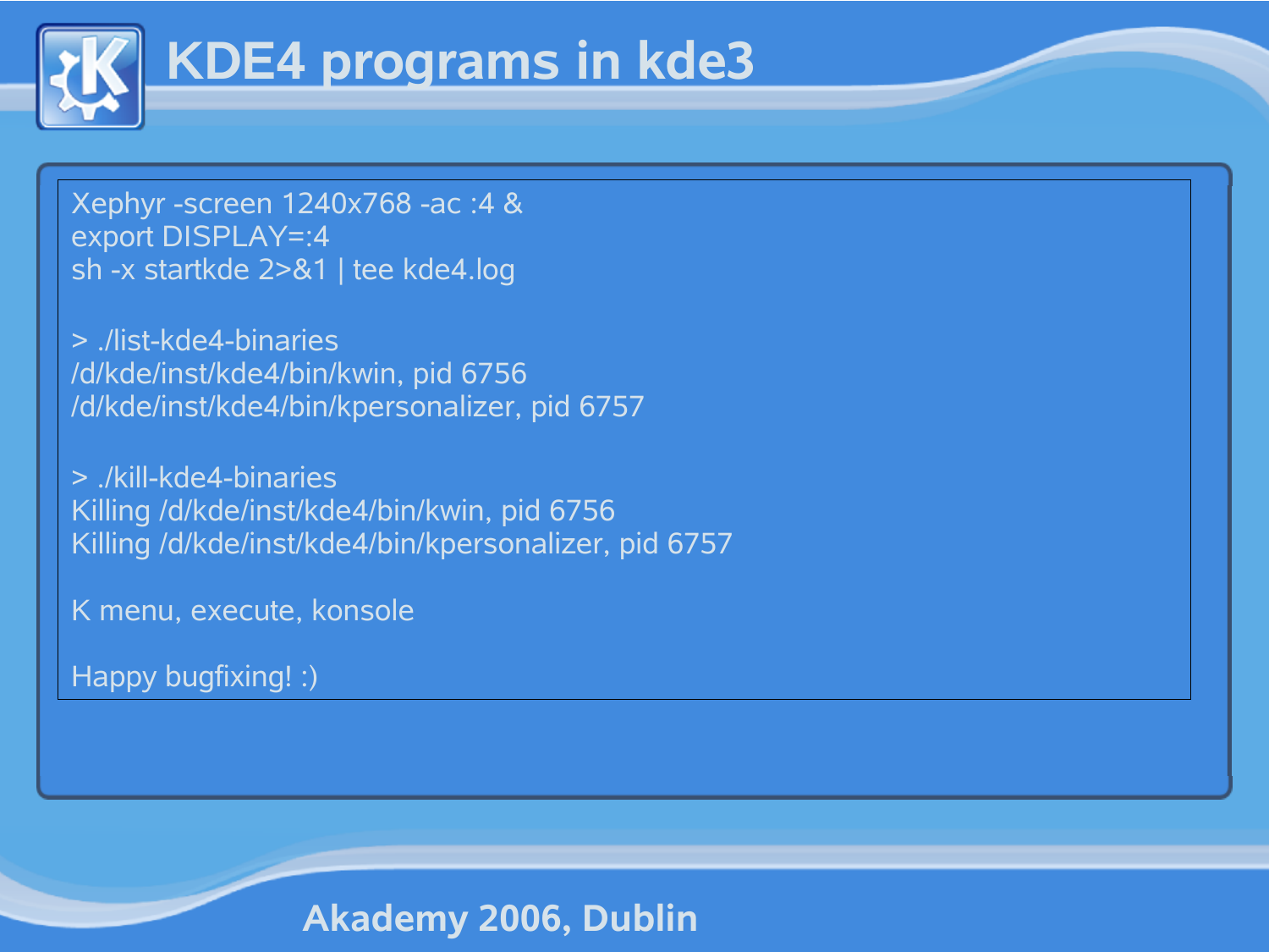# KDE4 programs in kde3

```
Xephyr -screen 1240x768 -ac :4 &
export DISPLAY=:4
sh -x startkde 2>&1 | tee kde4.log

> ./list-kde4-binaries
/d/kde/inst/kde4/bin/kwin, pid 6756
/d/kde/inst/kde4/bin/kpersonalizer, pid 6757

> ./kill-kde4-binaries
Killing /d/kde/inst/kde4/bin/kwin, pid 6756
Killing /d/kde/inst/kde4/bin/kpersonalizer, pid 6757
```

K menu, execute, konsole

Happy bugfixing! :)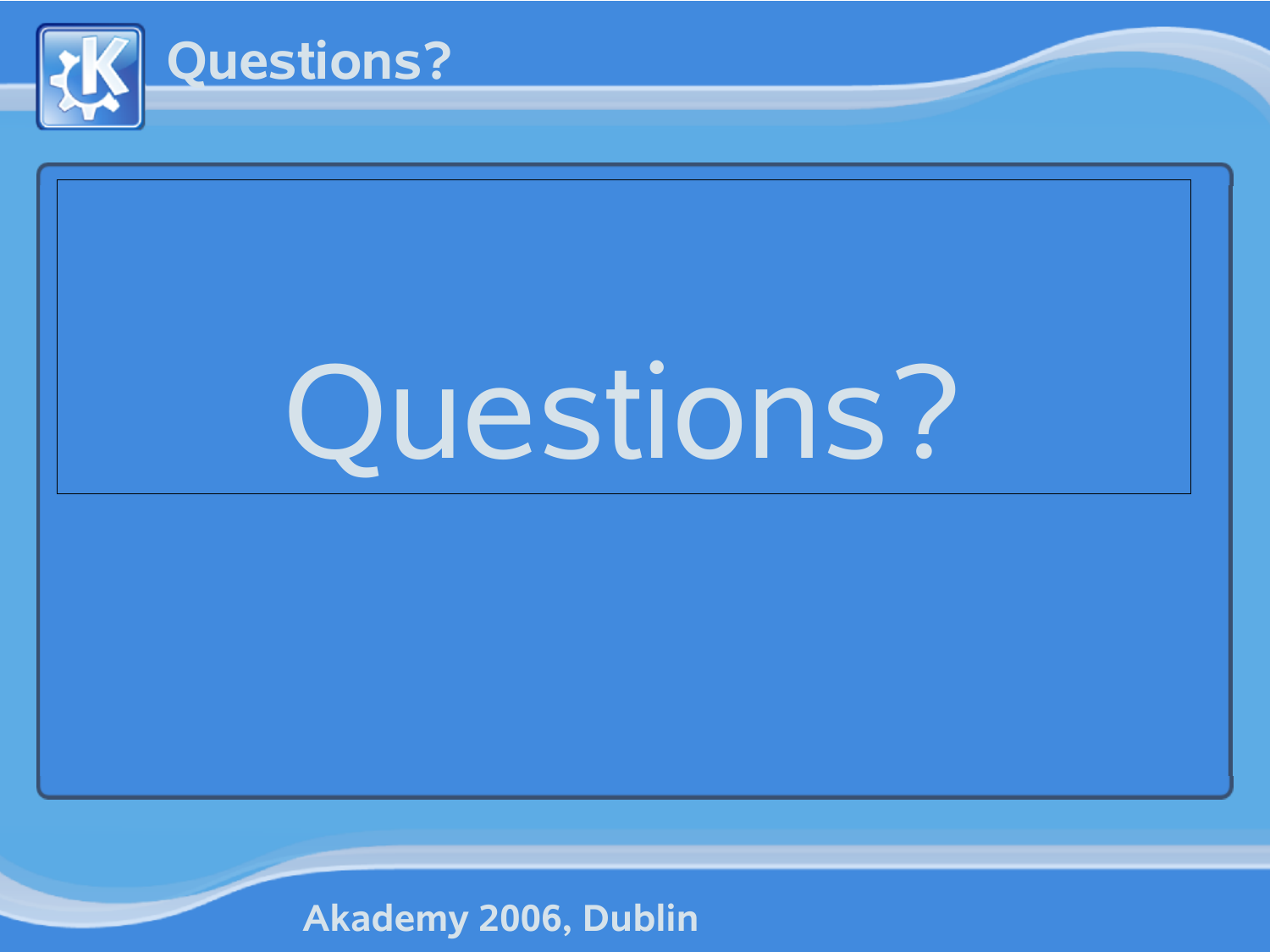# Questions?

Questions?